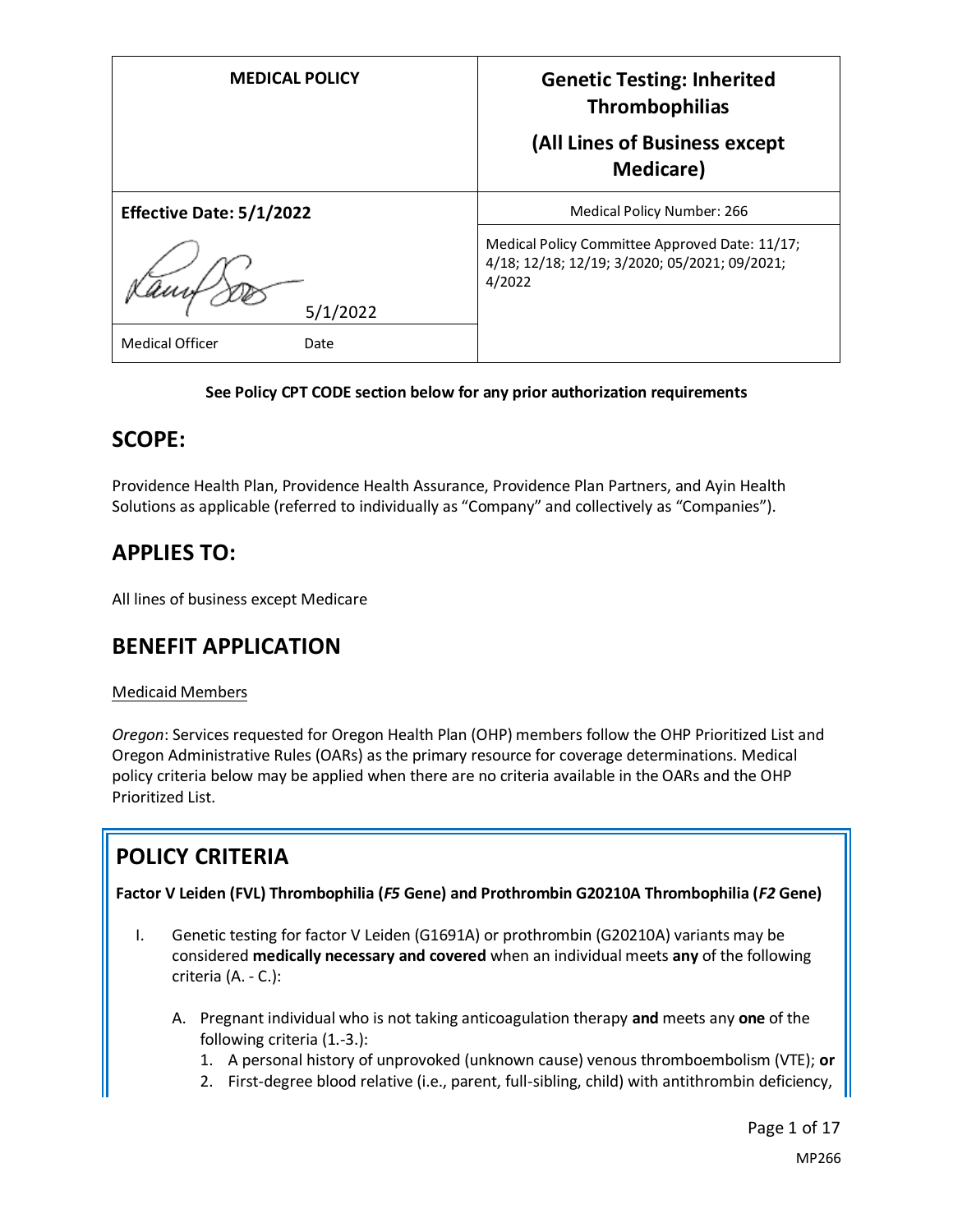| MEDICAL POLICY | Genetic Testing: Inherited Thrombophilias (All Lines of Business except Medicare) |
| --- | --- |
| **Effective Date: 5/1/2022** | Medical Policy Number: 266 |
| 5/1/2022 | Medical Policy Committee Approved Date: 11/17; 4/18; 12/18; 12/19; 3/2020; 05/2021; 09/2021; 4/2022 |
| Medical Officer Date | |

**See Policy CPT CODE section below for any prior authorization requirements**

## SCOPE:

Providence Health Plan, Providence Health Assurance, Providence Plan Partners, and Ayin Health Solutions as applicable (referred to individually as "Company" and collectively as "Companies").

## APPLIES TO:

All lines of business except Medicare

## BENEFIT APPLICATION

Medicaid Members

*Oregon*: Services requested for Oregon Health Plan (OHP) members follow the OHP Prioritized List and Oregon Administrative Rules (OARs) as the primary resource for coverage determinations. Medical policy criteria below may be applied when there are no criteria available in the OARs and the OHP Prioritized List.

## POLICY CRITERIA

**Factor V Leiden (FVL) Thrombophilia (*F5* Gene) and Prothrombin G20210A Thrombophilia (*F2* Gene)**

I. Genetic testing for factor V Leiden (G1691A) or prothrombin (G20210A) variants may be considered **medically necessary and covered** when an individual meets **any** of the following criteria (A. - C.):

   A. Pregnant individual who is not taking anticoagulation therapy **and** meets any **one** of the following criteria (1.-3.):
      1. A personal history of unprovoked (unknown cause) venous thromboembolism (VTE); **or**
      2. First-degree blood relative (i.e., parent, full-sibling, child) with antithrombin deficiency,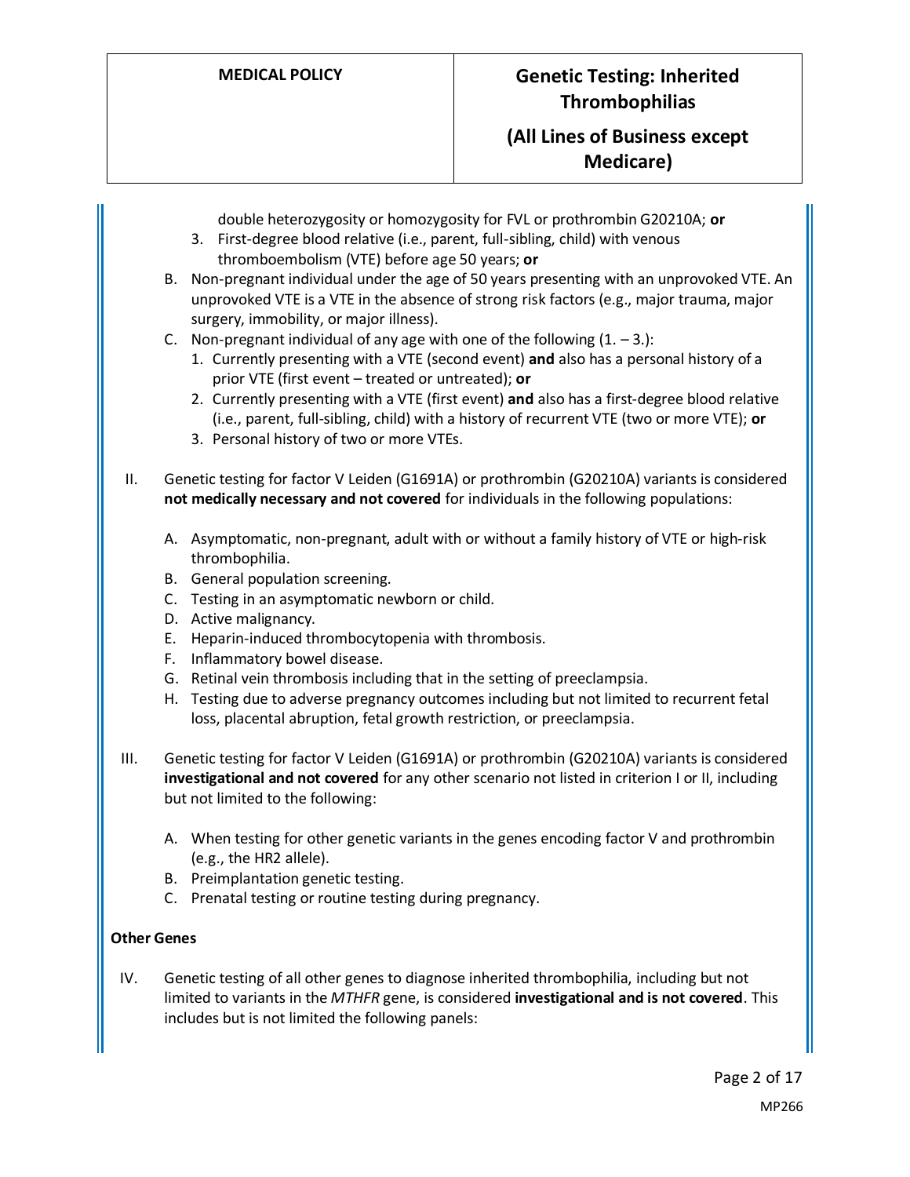double heterozygosity or homozygosity for FVL or prothrombin G20210A; **or**

3. First-degree blood relative (i.e., parent, full-sibling, child) with venous thromboembolism (VTE) before age 50 years; **or**

B. Non-pregnant individual under the age of 50 years presenting with an unprovoked VTE. An unprovoked VTE is a VTE in the absence of strong risk factors (e.g., major trauma, major surgery, immobility, or major illness).

C. Non-pregnant individual of any age with one of the following (1. – 3.):
   1. Currently presenting with a VTE (second event) **and** also has a personal history of a prior VTE (first event – treated or untreated); **or**
   2. Currently presenting with a VTE (first event) **and** also has a first-degree blood relative (i.e., parent, full-sibling, child) with a history of recurrent VTE (two or more VTE); **or**
   3. Personal history of two or more VTEs.

II. Genetic testing for factor V Leiden (G1691A) or prothrombin (G20210A) variants is considered **not medically necessary and not covered** for individuals in the following populations:

   A. Asymptomatic, non-pregnant, adult with or without a family history of VTE or high-risk thrombophilia.
   B. General population screening.
   C. Testing in an asymptomatic newborn or child.
   D. Active malignancy.
   E. Heparin-induced thrombocytopenia with thrombosis.
   F. Inflammatory bowel disease.
   G. Retinal vein thrombosis including that in the setting of preeclampsia.
   H. Testing due to adverse pregnancy outcomes including but not limited to recurrent fetal loss, placental abruption, fetal growth restriction, or preeclampsia.

III. Genetic testing for factor V Leiden (G1691A) or prothrombin (G20210A) variants is considered **investigational and not covered** for any other scenario not listed in criterion I or II, including but not limited to the following:

   A. When testing for other genetic variants in the genes encoding factor V and prothrombin (e.g., the HR2 allele).
   B. Preimplantation genetic testing.
   C. Prenatal testing or routine testing during pregnancy.

**Other Genes**

IV. Genetic testing of all other genes to diagnose inherited thrombophilia, including but not limited to variants in the *MTHFR* gene, is considered **investigational and is not covered**. This includes but is not limited the following panels: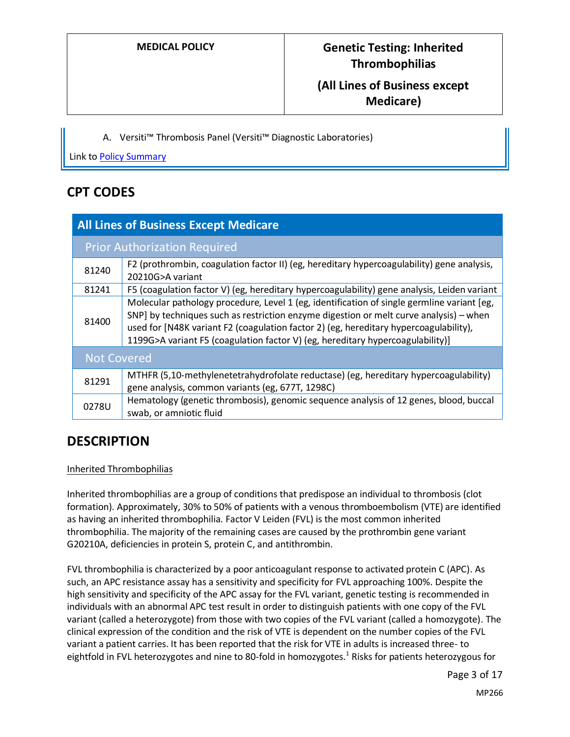A. Versiti™ Thrombosis Panel (Versiti™ Diagnostic Laboratories)

Link to Policy Summary

## CPT CODES

| All Lines of Business Except Medicare | |
|---|---|
| **Prior Authorization Required** | |
| 81240 | F2 (prothrombin, coagulation factor II) (eg, hereditary hypercoagulability) gene analysis, 20210G>A variant |
| 81241 | F5 (coagulation factor V) (eg, hereditary hypercoagulability) gene analysis, Leiden variant |
| 81400 | Molecular pathology procedure, Level 1 (eg, identification of single germline variant [eg, SNP] by techniques such as restriction enzyme digestion or melt curve analysis) – when used for [N48K variant F2 (coagulation factor 2) (eg, hereditary hypercoagulability), 1199G>A variant F5 (coagulation factor V) (eg, hereditary hypercoagulability)] |
| **Not Covered** | |
| 81291 | MTHFR (5,10-methylenetetrahydrofolate reductase) (eg, hereditary hypercoagulability) gene analysis, common variants (eg, 677T, 1298C) |
| 0278U | Hematology (genetic thrombosis), genomic sequence analysis of 12 genes, blood, buccal swab, or amniotic fluid |

## DESCRIPTION

Inherited Thrombophilias

Inherited thrombophilias are a group of conditions that predispose an individual to thrombosis (clot formation). Approximately, 30% to 50% of patients with a venous thromboembolism (VTE) are identified as having an inherited thrombophilia. Factor V Leiden (FVL) is the most common inherited thrombophilia. The majority of the remaining cases are caused by the prothrombin gene variant G20210A, deficiencies in protein S, protein C, and antithrombin.

FVL thrombophilia is characterized by a poor anticoagulant response to activated protein C (APC). As such, an APC resistance assay has a sensitivity and specificity for FVL approaching 100%. Despite the high sensitivity and specificity of the APC assay for the FVL variant, genetic testing is recommended in individuals with an abnormal APC test result in order to distinguish patients with one copy of the FVL variant (called a heterozygote) from those with two copies of the FVL variant (called a homozygote). The clinical expression of the condition and the risk of VTE is dependent on the number copies of the FVL variant a patient carries. It has been reported that the risk for VTE in adults is increased three- to eightfold in FVL heterozygotes and nine to 80-fold in homozygotes.[1] Risks for patients heterozygous for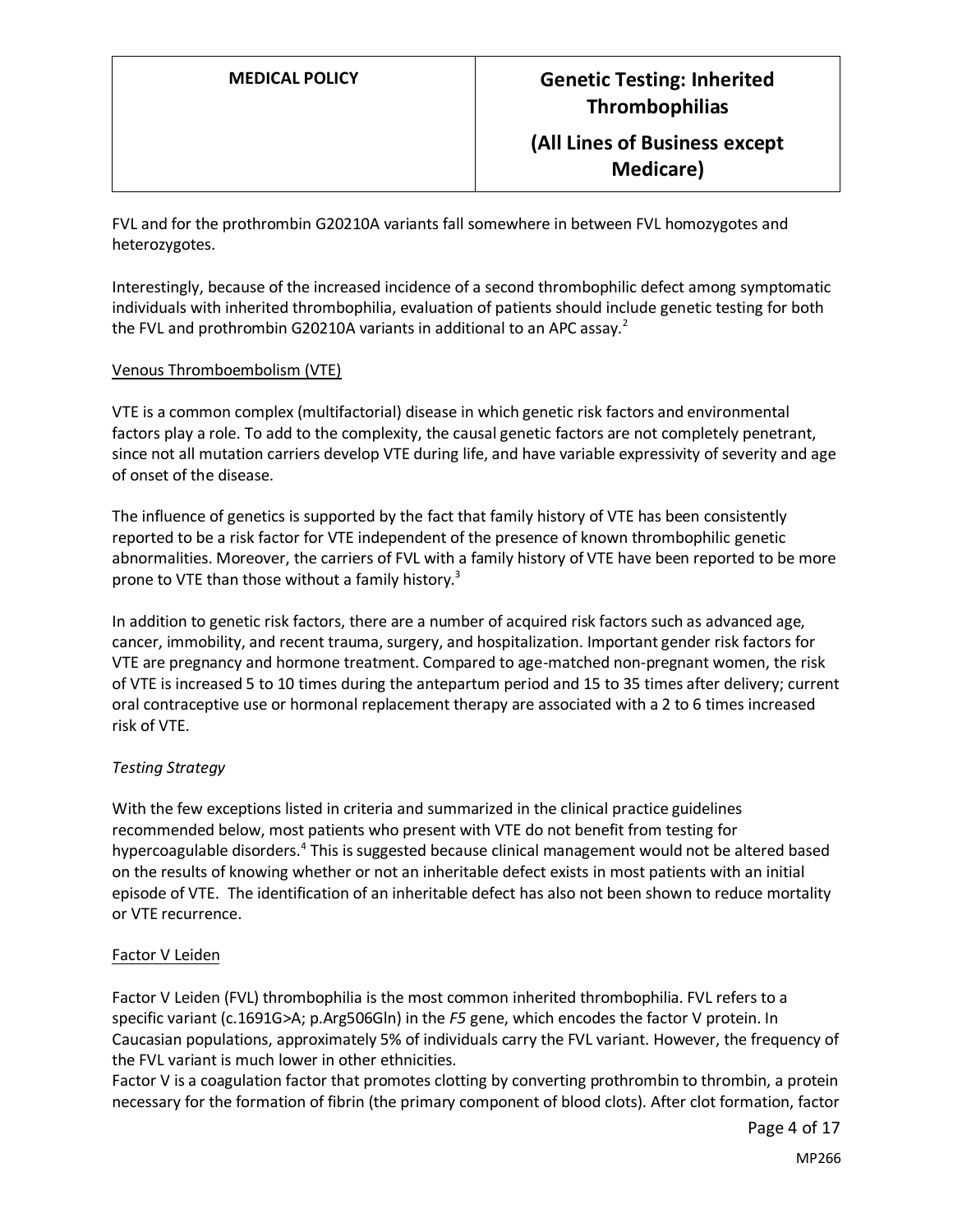FVL and for the prothrombin G20210A variants fall somewhere in between FVL homozygotes and heterozygotes.

Interestingly, because of the increased incidence of a second thrombophilic defect among symptomatic individuals with inherited thrombophilia, evaluation of patients should include genetic testing for both the FVL and prothrombin G20210A variants in additional to an APC assay.[2]

## Venous Thromboembolism (VTE)

VTE is a common complex (multifactorial) disease in which genetic risk factors and environmental factors play a role. To add to the complexity, the causal genetic factors are not completely penetrant, since not all mutation carriers develop VTE during life, and have variable expressivity of severity and age of onset of the disease.

The influence of genetics is supported by the fact that family history of VTE has been consistently reported to be a risk factor for VTE independent of the presence of known thrombophilic genetic abnormalities. Moreover, the carriers of FVL with a family history of VTE have been reported to be more prone to VTE than those without a family history.[3]

In addition to genetic risk factors, there are a number of acquired risk factors such as advanced age, cancer, immobility, and recent trauma, surgery, and hospitalization. Important gender risk factors for VTE are pregnancy and hormone treatment. Compared to age-matched non-pregnant women, the risk of VTE is increased 5 to 10 times during the antepartum period and 15 to 35 times after delivery; current oral contraceptive use or hormonal replacement therapy are associated with a 2 to 6 times increased risk of VTE.

### *Testing Strategy*

With the few exceptions listed in criteria and summarized in the clinical practice guidelines recommended below, most patients who present with VTE do not benefit from testing for hypercoagulable disorders.[4] This is suggested because clinical management would not be altered based on the results of knowing whether or not an inheritable defect exists in most patients with an initial episode of VTE. The identification of an inheritable defect has also not been shown to reduce mortality or VTE recurrence.

## Factor V Leiden

Factor V Leiden (FVL) thrombophilia is the most common inherited thrombophilia. FVL refers to a specific variant (c.1691G>A; p.Arg506Gln) in the *F5* gene, which encodes the factor V protein. In Caucasian populations, approximately 5% of individuals carry the FVL variant. However, the frequency of the FVL variant is much lower in other ethnicities.

Factor V is a coagulation factor that promotes clotting by converting prothrombin to thrombin, a protein necessary for the formation of fibrin (the primary component of blood clots). After clot formation, factor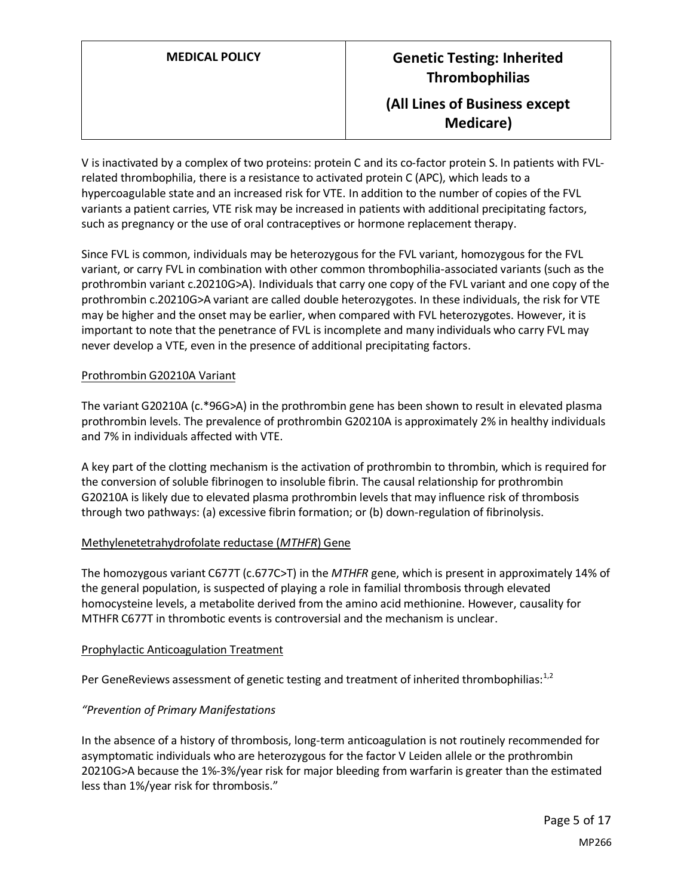V is inactivated by a complex of two proteins: protein C and its co-factor protein S. In patients with FVL-related thrombophilia, there is a resistance to activated protein C (APC), which leads to a hypercoagulable state and an increased risk for VTE. In addition to the number of copies of the FVL variants a patient carries, VTE risk may be increased in patients with additional precipitating factors, such as pregnancy or the use of oral contraceptives or hormone replacement therapy.

Since FVL is common, individuals may be heterozygous for the FVL variant, homozygous for the FVL variant, or carry FVL in combination with other common thrombophilia-associated variants (such as the prothrombin variant c.20210G>A). Individuals that carry one copy of the FVL variant and one copy of the prothrombin c.20210G>A variant are called double heterozygotes. In these individuals, the risk for VTE may be higher and the onset may be earlier, when compared with FVL heterozygotes. However, it is important to note that the penetrance of FVL is incomplete and many individuals who carry FVL may never develop a VTE, even in the presence of additional precipitating factors.

Prothrombin G20210A Variant

The variant G20210A (c.*96G>A) in the prothrombin gene has been shown to result in elevated plasma prothrombin levels. The prevalence of prothrombin G20210A is approximately 2% in healthy individuals and 7% in individuals affected with VTE.

A key part of the clotting mechanism is the activation of prothrombin to thrombin, which is required for the conversion of soluble fibrinogen to insoluble fibrin. The causal relationship for prothrombin G20210A is likely due to elevated plasma prothrombin levels that may influence risk of thrombosis through two pathways: (a) excessive fibrin formation; or (b) down-regulation of fibrinolysis.

Methylenetetrahydrofolate reductase (*MTHFR*) Gene

The homozygous variant C677T (c.677C>T) in the *MTHFR* gene, which is present in approximately 14% of the general population, is suspected of playing a role in familial thrombosis through elevated homocysteine levels, a metabolite derived from the amino acid methionine. However, causality for MTHFR C677T in thrombotic events is controversial and the mechanism is unclear.

Prophylactic Anticoagulation Treatment

Per GeneReviews assessment of genetic testing and treatment of inherited thrombophilias:[1,2]

*"Prevention of Primary Manifestations*

In the absence of a history of thrombosis, long-term anticoagulation is not routinely recommended for asymptomatic individuals who are heterozygous for the factor V Leiden allele or the prothrombin 20210G>A because the 1%-3%/year risk for major bleeding from warfarin is greater than the estimated less than 1%/year risk for thrombosis."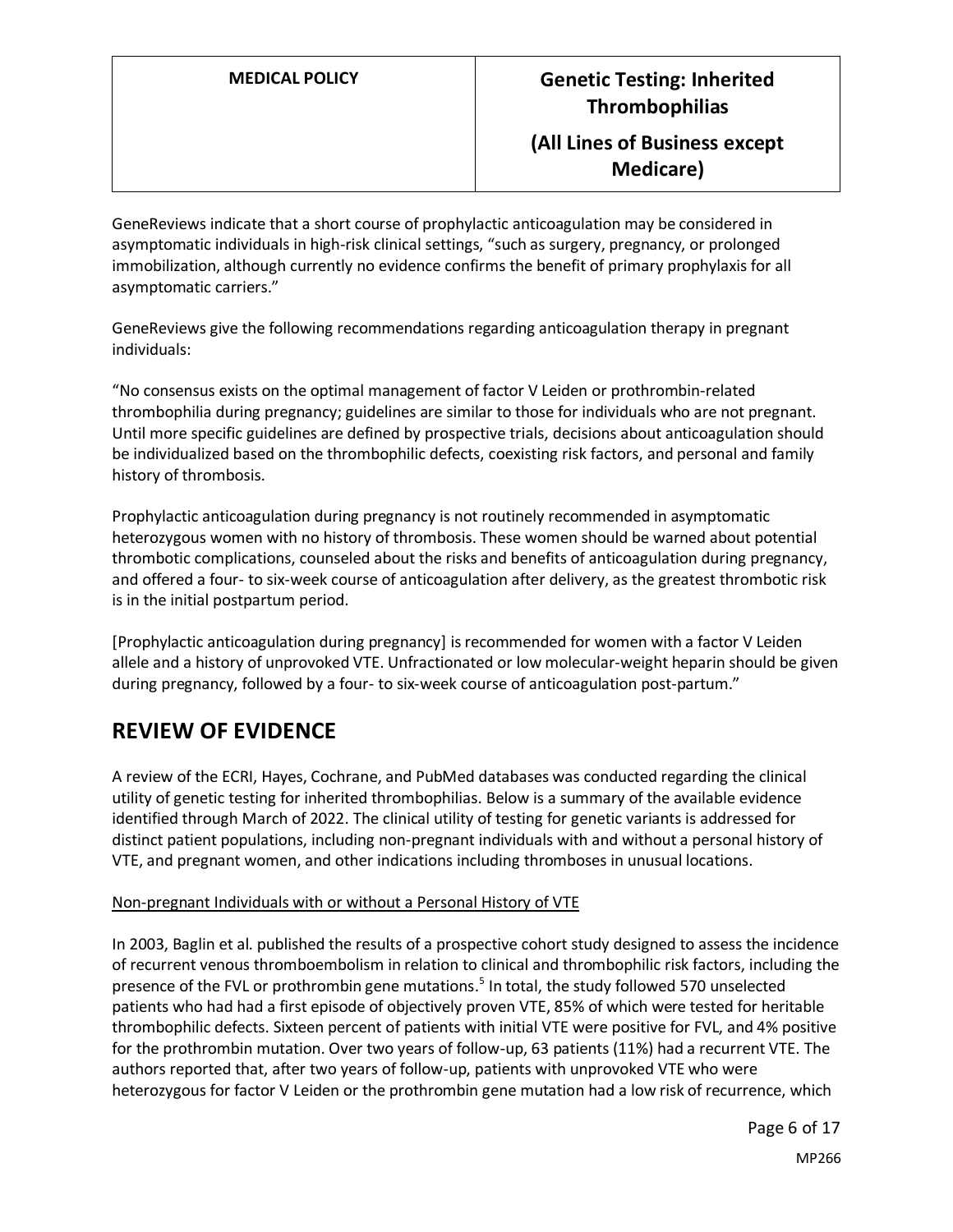GeneReviews indicate that a short course of prophylactic anticoagulation may be considered in asymptomatic individuals in high-risk clinical settings, "such as surgery, pregnancy, or prolonged immobilization, although currently no evidence confirms the benefit of primary prophylaxis for all asymptomatic carriers."

GeneReviews give the following recommendations regarding anticoagulation therapy in pregnant individuals:

"No consensus exists on the optimal management of factor V Leiden or prothrombin-related thrombophilia during pregnancy; guidelines are similar to those for individuals who are not pregnant. Until more specific guidelines are defined by prospective trials, decisions about anticoagulation should be individualized based on the thrombophilic defects, coexisting risk factors, and personal and family history of thrombosis.

Prophylactic anticoagulation during pregnancy is not routinely recommended in asymptomatic heterozygous women with no history of thrombosis. These women should be warned about potential thrombotic complications, counseled about the risks and benefits of anticoagulation during pregnancy, and offered a four- to six-week course of anticoagulation after delivery, as the greatest thrombotic risk is in the initial postpartum period.

[Prophylactic anticoagulation during pregnancy] is recommended for women with a factor V Leiden allele and a history of unprovoked VTE. Unfractionated or low molecular-weight heparin should be given during pregnancy, followed by a four- to six-week course of anticoagulation post-partum."

## REVIEW OF EVIDENCE

A review of the ECRI, Hayes, Cochrane, and PubMed databases was conducted regarding the clinical utility of genetic testing for inherited thrombophilias. Below is a summary of the available evidence identified through March of 2022. The clinical utility of testing for genetic variants is addressed for distinct patient populations, including non-pregnant individuals with and without a personal history of VTE, and pregnant women, and other indications including thromboses in unusual locations.

Non-pregnant Individuals with or without a Personal History of VTE

In 2003, Baglin et al. published the results of a prospective cohort study designed to assess the incidence of recurrent venous thromboembolism in relation to clinical and thrombophilic risk factors, including the presence of the FVL or prothrombin gene mutations.[5] In total, the study followed 570 unselected patients who had had a first episode of objectively proven VTE, 85% of which were tested for heritable thrombophilic defects. Sixteen percent of patients with initial VTE were positive for FVL, and 4% positive for the prothrombin mutation. Over two years of follow-up, 63 patients (11%) had a recurrent VTE. The authors reported that, after two years of follow-up, patients with unprovoked VTE who were heterozygous for factor V Leiden or the prothrombin gene mutation had a low risk of recurrence, which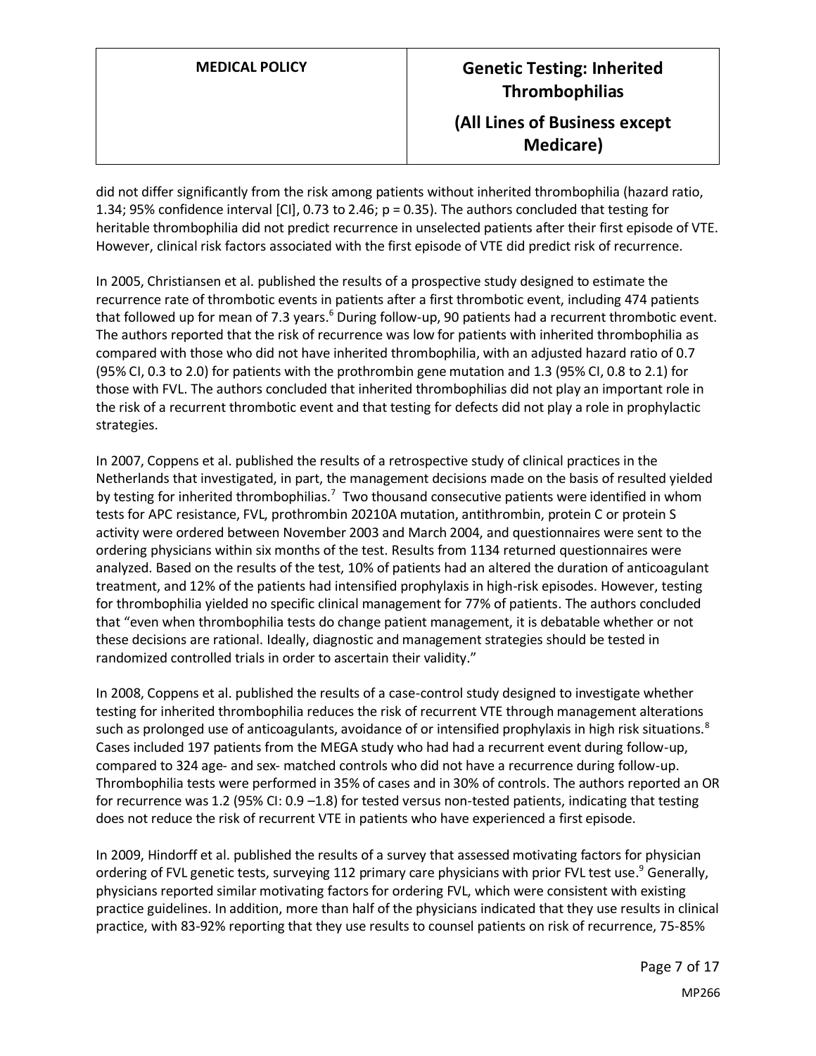did not differ significantly from the risk among patients without inherited thrombophilia (hazard ratio, 1.34; 95% confidence interval [CI], 0.73 to 2.46; $p = 0.35$). The authors concluded that testing for heritable thrombophilia did not predict recurrence in unselected patients after their first episode of VTE. However, clinical risk factors associated with the first episode of VTE did predict risk of recurrence.

In 2005, Christiansen et al. published the results of a prospective study designed to estimate the recurrence rate of thrombotic events in patients after a first thrombotic event, including 474 patients that followed up for mean of 7.3 years.[6] During follow-up, 90 patients had a recurrent thrombotic event. The authors reported that the risk of recurrence was low for patients with inherited thrombophilia as compared with those who did not have inherited thrombophilia, with an adjusted hazard ratio of 0.7 (95% CI, 0.3 to 2.0) for patients with the prothrombin gene mutation and 1.3 (95% CI, 0.8 to 2.1) for those with FVL. The authors concluded that inherited thrombophilias did not play an important role in the risk of a recurrent thrombotic event and that testing for defects did not play a role in prophylactic strategies.

In 2007, Coppens et al. published the results of a retrospective study of clinical practices in the Netherlands that investigated, in part, the management decisions made on the basis of resulted yielded by testing for inherited thrombophilias.[7] Two thousand consecutive patients were identified in whom tests for APC resistance, FVL, prothrombin 20210A mutation, antithrombin, protein C or protein S activity were ordered between November 2003 and March 2004, and questionnaires were sent to the ordering physicians within six months of the test. Results from 1134 returned questionnaires were analyzed. Based on the results of the test, 10% of patients had an altered the duration of anticoagulant treatment, and 12% of the patients had intensified prophylaxis in high-risk episodes. However, testing for thrombophilia yielded no specific clinical management for 77% of patients. The authors concluded that "even when thrombophilia tests do change patient management, it is debatable whether or not these decisions are rational. Ideally, diagnostic and management strategies should be tested in randomized controlled trials in order to ascertain their validity."

In 2008, Coppens et al. published the results of a case-control study designed to investigate whether testing for inherited thrombophilia reduces the risk of recurrent VTE through management alterations such as prolonged use of anticoagulants, avoidance of or intensified prophylaxis in high risk situations.[8] Cases included 197 patients from the MEGA study who had had a recurrent event during follow-up, compared to 324 age- and sex- matched controls who did not have a recurrence during follow-up. Thrombophilia tests were performed in 35% of cases and in 30% of controls. The authors reported an OR for recurrence was 1.2 (95% CI: 0.9 –1.8) for tested versus non-tested patients, indicating that testing does not reduce the risk of recurrent VTE in patients who have experienced a first episode.

In 2009, Hindorff et al. published the results of a survey that assessed motivating factors for physician ordering of FVL genetic tests, surveying 112 primary care physicians with prior FVL test use.[9] Generally, physicians reported similar motivating factors for ordering FVL, which were consistent with existing practice guidelines. In addition, more than half of the physicians indicated that they use results in clinical practice, with 83-92% reporting that they use results to counsel patients on risk of recurrence, 75-85%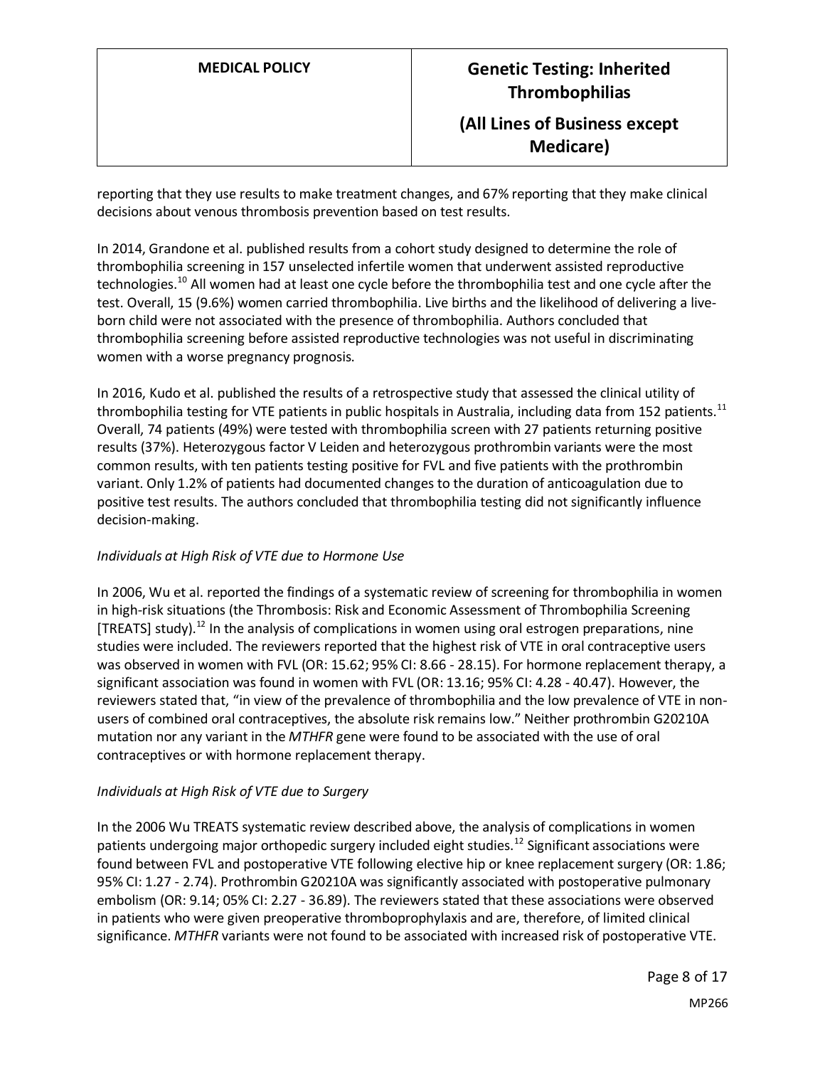reporting that they use results to make treatment changes, and 67% reporting that they make clinical decisions about venous thrombosis prevention based on test results.

In 2014, Grandone et al. published results from a cohort study designed to determine the role of thrombophilia screening in 157 unselected infertile women that underwent assisted reproductive technologies.[10] All women had at least one cycle before the thrombophilia test and one cycle after the test. Overall, 15 (9.6%) women carried thrombophilia. Live births and the likelihood of delivering a live-born child were not associated with the presence of thrombophilia. Authors concluded that thrombophilia screening before assisted reproductive technologies was not useful in discriminating women with a worse pregnancy prognosis.

In 2016, Kudo et al. published the results of a retrospective study that assessed the clinical utility of thrombophilia testing for VTE patients in public hospitals in Australia, including data from 152 patients.[11] Overall, 74 patients (49%) were tested with thrombophilia screen with 27 patients returning positive results (37%). Heterozygous factor V Leiden and heterozygous prothrombin variants were the most common results, with ten patients testing positive for FVL and five patients with the prothrombin variant. Only 1.2% of patients had documented changes to the duration of anticoagulation due to positive test results. The authors concluded that thrombophilia testing did not significantly influence decision-making.

*Individuals at High Risk of VTE due to Hormone Use*

In 2006, Wu et al. reported the findings of a systematic review of screening for thrombophilia in women in high-risk situations (the Thrombosis: Risk and Economic Assessment of Thrombophilia Screening [TREATS] study).[12] In the analysis of complications in women using oral estrogen preparations, nine studies were included. The reviewers reported that the highest risk of VTE in oral contraceptive users was observed in women with FVL (OR: 15.62; 95% CI: 8.66 - 28.15). For hormone replacement therapy, a significant association was found in women with FVL (OR: 13.16; 95% CI: 4.28 - 40.47). However, the reviewers stated that, "in view of the prevalence of thrombophilia and the low prevalence of VTE in non-users of combined oral contraceptives, the absolute risk remains low." Neither prothrombin G20210A mutation nor any variant in the *MTHFR* gene were found to be associated with the use of oral contraceptives or with hormone replacement therapy.

*Individuals at High Risk of VTE due to Surgery*

In the 2006 Wu TREATS systematic review described above, the analysis of complications in women patients undergoing major orthopedic surgery included eight studies.[12] Significant associations were found between FVL and postoperative VTE following elective hip or knee replacement surgery (OR: 1.86; 95% CI: 1.27 - 2.74). Prothrombin G20210A was significantly associated with postoperative pulmonary embolism (OR: 9.14; 05% CI: 2.27 - 36.89). The reviewers stated that these associations were observed in patients who were given preoperative thromboprophylaxis and are, therefore, of limited clinical significance. *MTHFR* variants were not found to be associated with increased risk of postoperative VTE.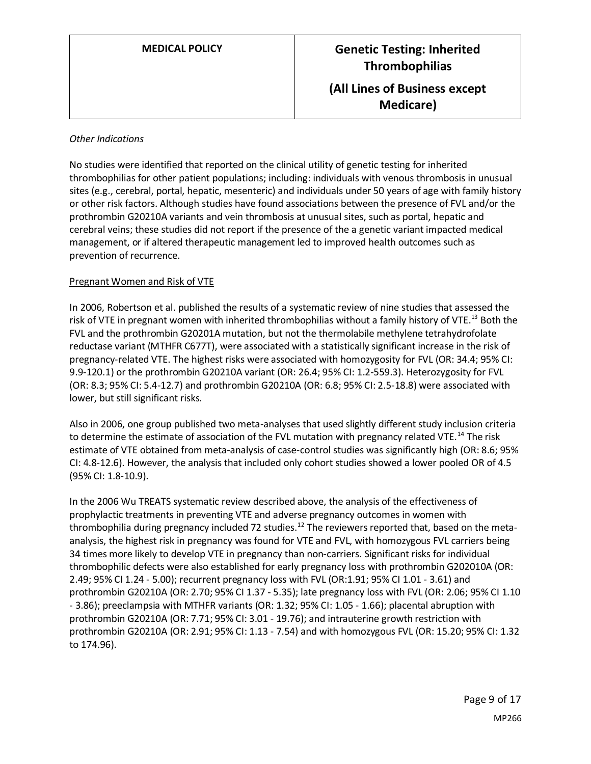*Other Indications*

No studies were identified that reported on the clinical utility of genetic testing for inherited thrombophilias for other patient populations; including: individuals with venous thrombosis in unusual sites (e.g., cerebral, portal, hepatic, mesenteric) and individuals under 50 years of age with family history or other risk factors. Although studies have found associations between the presence of FVL and/or the prothrombin G20210A variants and vein thrombosis at unusual sites, such as portal, hepatic and cerebral veins; these studies did not report if the presence of the a genetic variant impacted medical management, or if altered therapeutic management led to improved health outcomes such as prevention of recurrence.

<u>Pregnant Women and Risk of VTE</u>

In 2006, Robertson et al. published the results of a systematic review of nine studies that assessed the risk of VTE in pregnant women with inherited thrombophilias without a family history of VTE.[13] Both the FVL and the prothrombin G20201A mutation, but not the thermolabile methylene tetrahydrofolate reductase variant (MTHFR C677T), were associated with a statistically significant increase in the risk of pregnancy-related VTE. The highest risks were associated with homozygosity for FVL (OR: 34.4; 95% CI: 9.9-120.1) or the prothrombin G20210A variant (OR: 26.4; 95% CI: 1.2-559.3). Heterozygosity for FVL (OR: 8.3; 95% CI: 5.4-12.7) and prothrombin G20210A (OR: 6.8; 95% CI: 2.5-18.8) were associated with lower, but still significant risks.

Also in 2006, one group published two meta-analyses that used slightly different study inclusion criteria to determine the estimate of association of the FVL mutation with pregnancy related VTE.[14] The risk estimate of VTE obtained from meta-analysis of case-control studies was significantly high (OR: 8.6; 95% CI: 4.8-12.6). However, the analysis that included only cohort studies showed a lower pooled OR of 4.5 (95% CI: 1.8-10.9).

In the 2006 Wu TREATS systematic review described above, the analysis of the effectiveness of prophylactic treatments in preventing VTE and adverse pregnancy outcomes in women with thrombophilia during pregnancy included 72 studies.[12] The reviewers reported that, based on the meta-analysis, the highest risk in pregnancy was found for VTE and FVL, with homozygous FVL carriers being 34 times more likely to develop VTE in pregnancy than non-carriers. Significant risks for individual thrombophilic defects were also established for early pregnancy loss with prothrombin G202010A (OR: 2.49; 95% CI 1.24 - 5.00); recurrent pregnancy loss with FVL (OR:1.91; 95% CI 1.01 - 3.61) and prothrombin G20210A (OR: 2.70; 95% CI 1.37 - 5.35); late pregnancy loss with FVL (OR: 2.06; 95% CI 1.10 - 3.86); preeclampsia with MTHFR variants (OR: 1.32; 95% CI: 1.05 - 1.66); placental abruption with prothrombin G20210A (OR: 7.71; 95% CI: 3.01 - 19.76); and intrauterine growth restriction with prothrombin G20210A (OR: 2.91; 95% CI: 1.13 - 7.54) and with homozygous FVL (OR: 15.20; 95% CI: 1.32 to 174.96).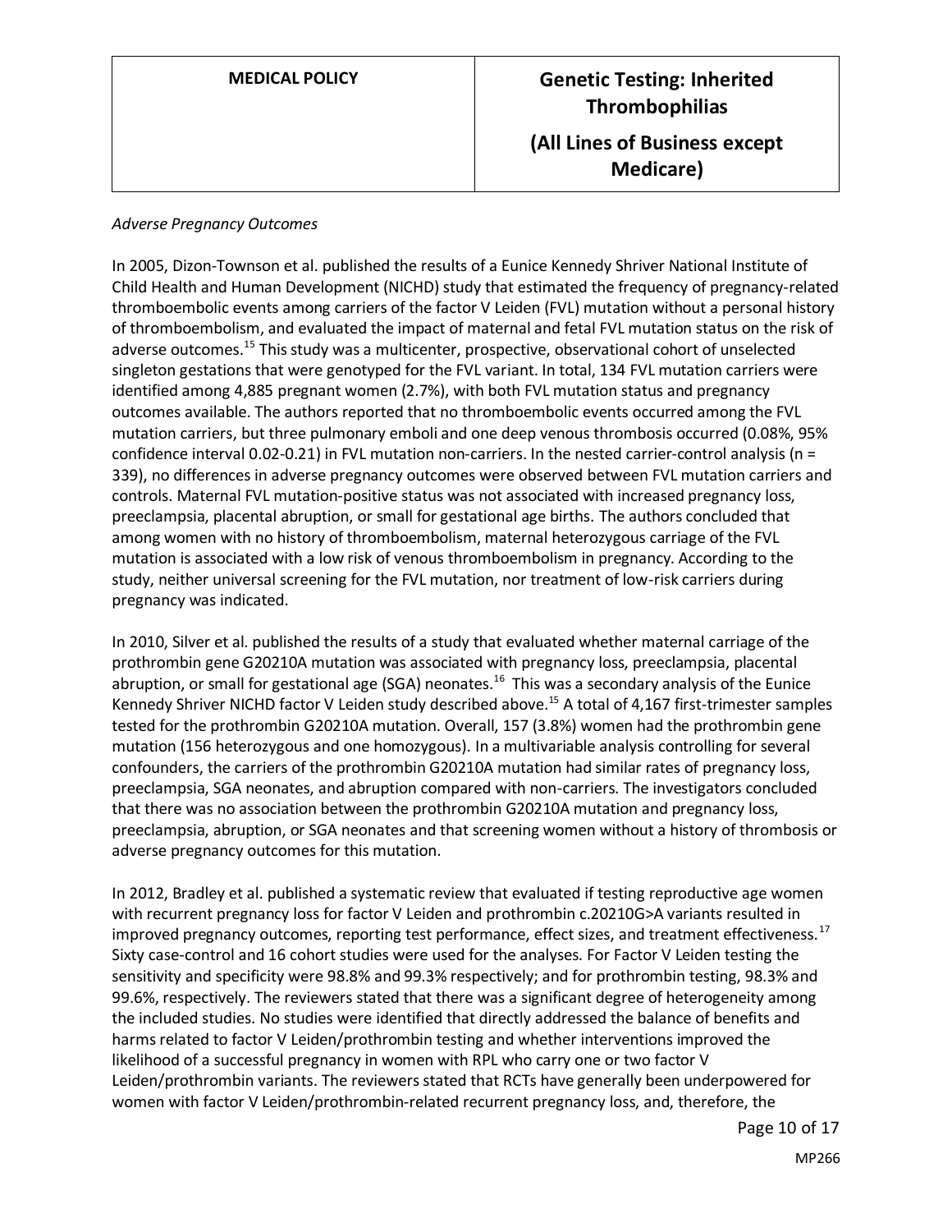*Adverse Pregnancy Outcomes*

In 2005, Dizon-Townson et al. published the results of a Eunice Kennedy Shriver National Institute of Child Health and Human Development (NICHD) study that estimated the frequency of pregnancy-related thromboembolic events among carriers of the factor V Leiden (FVL) mutation without a personal history of thromboembolism, and evaluated the impact of maternal and fetal FVL mutation status on the risk of adverse outcomes.[15] This study was a multicenter, prospective, observational cohort of unselected singleton gestations that were genotyped for the FVL variant. In total, 134 FVL mutation carriers were identified among 4,885 pregnant women (2.7%), with both FVL mutation status and pregnancy outcomes available. The authors reported that no thromboembolic events occurred among the FVL mutation carriers, but three pulmonary emboli and one deep venous thrombosis occurred (0.08%, 95% confidence interval 0.02-0.21) in FVL mutation non-carriers. In the nested carrier-control analysis (n = 339), no differences in adverse pregnancy outcomes were observed between FVL mutation carriers and controls. Maternal FVL mutation-positive status was not associated with increased pregnancy loss, preeclampsia, placental abruption, or small for gestational age births. The authors concluded that among women with no history of thromboembolism, maternal heterozygous carriage of the FVL mutation is associated with a low risk of venous thromboembolism in pregnancy. According to the study, neither universal screening for the FVL mutation, nor treatment of low-risk carriers during pregnancy was indicated.

In 2010, Silver et al. published the results of a study that evaluated whether maternal carriage of the prothrombin gene G20210A mutation was associated with pregnancy loss, preeclampsia, placental abruption, or small for gestational age (SGA) neonates.[16] This was a secondary analysis of the Eunice Kennedy Shriver NICHD factor V Leiden study described above.[15] A total of 4,167 first-trimester samples tested for the prothrombin G20210A mutation. Overall, 157 (3.8%) women had the prothrombin gene mutation (156 heterozygous and one homozygous). In a multivariable analysis controlling for several confounders, the carriers of the prothrombin G20210A mutation had similar rates of pregnancy loss, preeclampsia, SGA neonates, and abruption compared with non-carriers. The investigators concluded that there was no association between the prothrombin G20210A mutation and pregnancy loss, preeclampsia, abruption, or SGA neonates and that screening women without a history of thrombosis or adverse pregnancy outcomes for this mutation.

In 2012, Bradley et al. published a systematic review that evaluated if testing reproductive age women with recurrent pregnancy loss for factor V Leiden and prothrombin c.20210G>A variants resulted in improved pregnancy outcomes, reporting test performance, effect sizes, and treatment effectiveness.[17] Sixty case-control and 16 cohort studies were used for the analyses. For Factor V Leiden testing the sensitivity and specificity were 98.8% and 99.3% respectively; and for prothrombin testing, 98.3% and 99.6%, respectively. The reviewers stated that there was a significant degree of heterogeneity among the included studies. No studies were identified that directly addressed the balance of benefits and harms related to factor V Leiden/prothrombin testing and whether interventions improved the likelihood of a successful pregnancy in women with RPL who carry one or two factor V Leiden/prothrombin variants. The reviewers stated that RCTs have generally been underpowered for women with factor V Leiden/prothrombin-related recurrent pregnancy loss, and, therefore, the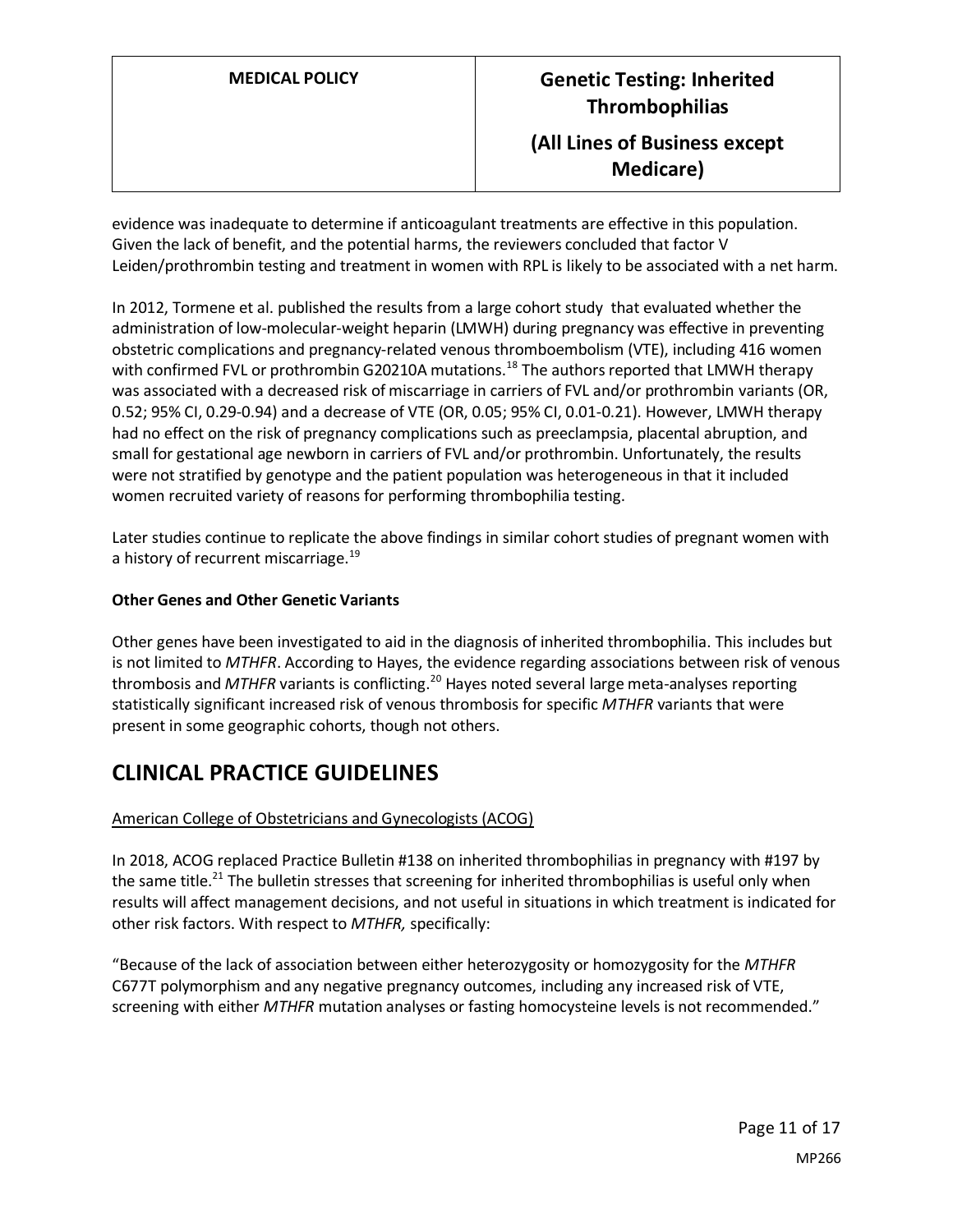evidence was inadequate to determine if anticoagulant treatments are effective in this population. Given the lack of benefit, and the potential harms, the reviewers concluded that factor V Leiden/prothrombin testing and treatment in women with RPL is likely to be associated with a net harm.

In 2012, Tormene et al. published the results from a large cohort study that evaluated whether the administration of low-molecular-weight heparin (LMWH) during pregnancy was effective in preventing obstetric complications and pregnancy-related venous thromboembolism (VTE), including 416 women with confirmed FVL or prothrombin G20210A mutations.[18] The authors reported that LMWH therapy was associated with a decreased risk of miscarriage in carriers of FVL and/or prothrombin variants (OR, 0.52; 95% CI, 0.29-0.94) and a decrease of VTE (OR, 0.05; 95% CI, 0.01-0.21). However, LMWH therapy had no effect on the risk of pregnancy complications such as preeclampsia, placental abruption, and small for gestational age newborn in carriers of FVL and/or prothrombin. Unfortunately, the results were not stratified by genotype and the patient population was heterogeneous in that it included women recruited variety of reasons for performing thrombophilia testing.

Later studies continue to replicate the above findings in similar cohort studies of pregnant women with a history of recurrent miscarriage.[19]

**Other Genes and Other Genetic Variants**

Other genes have been investigated to aid in the diagnosis of inherited thrombophilia. This includes but is not limited to *MTHFR*. According to Hayes, the evidence regarding associations between risk of venous thrombosis and *MTHFR* variants is conflicting.[20] Hayes noted several large meta-analyses reporting statistically significant increased risk of venous thrombosis for specific *MTHFR* variants that were present in some geographic cohorts, though not others.

# CLINICAL PRACTICE GUIDELINES

American College of Obstetricians and Gynecologists (ACOG)

In 2018, ACOG replaced Practice Bulletin #138 on inherited thrombophilias in pregnancy with #197 by the same title.[21] The bulletin stresses that screening for inherited thrombophilias is useful only when results will affect management decisions, and not useful in situations in which treatment is indicated for other risk factors. With respect to *MTHFR,* specifically:

"Because of the lack of association between either heterozygosity or homozygosity for the *MTHFR* C677T polymorphism and any negative pregnancy outcomes, including any increased risk of VTE, screening with either *MTHFR* mutation analyses or fasting homocysteine levels is not recommended."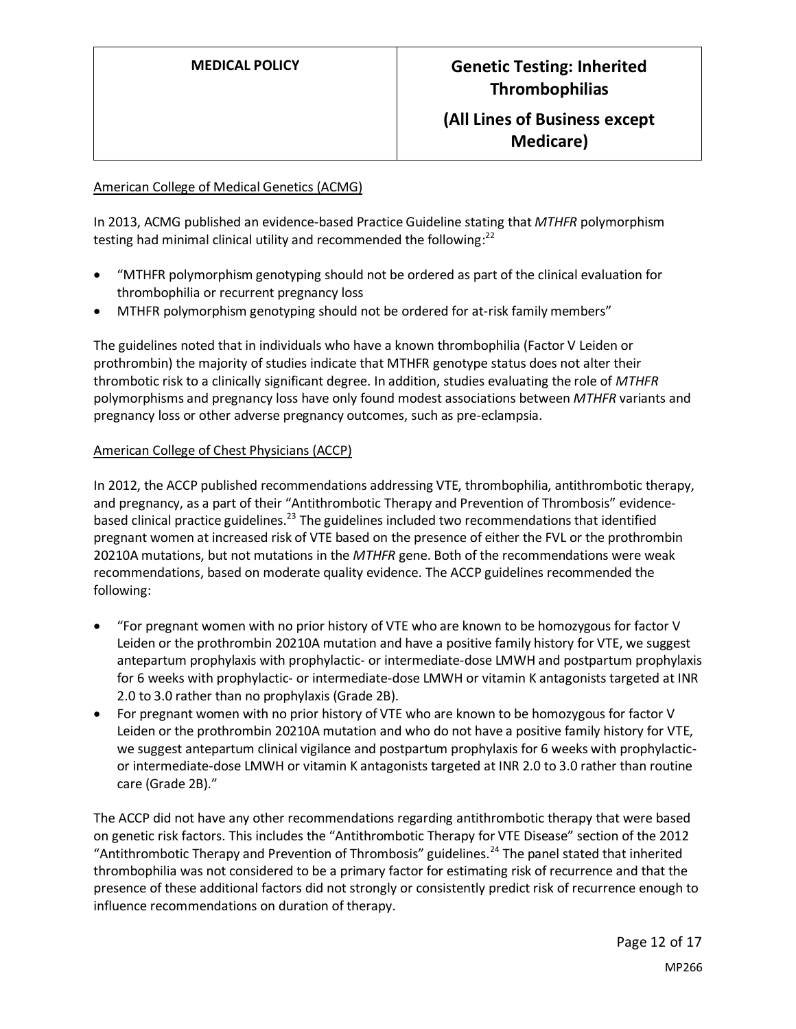American College of Medical Genetics (ACMG)

In 2013, ACMG published an evidence-based Practice Guideline stating that *MTHFR* polymorphism testing had minimal clinical utility and recommended the following:[22]

- "MTHFR polymorphism genotyping should not be ordered as part of the clinical evaluation for thrombophilia or recurrent pregnancy loss
- MTHFR polymorphism genotyping should not be ordered for at-risk family members"

The guidelines noted that in individuals who have a known thrombophilia (Factor V Leiden or prothrombin) the majority of studies indicate that MTHFR genotype status does not alter their thrombotic risk to a clinically significant degree. In addition, studies evaluating the role of *MTHFR* polymorphisms and pregnancy loss have only found modest associations between *MTHFR* variants and pregnancy loss or other adverse pregnancy outcomes, such as pre-eclampsia.

American College of Chest Physicians (ACCP)

In 2012, the ACCP published recommendations addressing VTE, thrombophilia, antithrombotic therapy, and pregnancy, as a part of their "Antithrombotic Therapy and Prevention of Thrombosis" evidence-based clinical practice guidelines.[23] The guidelines included two recommendations that identified pregnant women at increased risk of VTE based on the presence of either the FVL or the prothrombin 20210A mutations, but not mutations in the *MTHFR* gene. Both of the recommendations were weak recommendations, based on moderate quality evidence. The ACCP guidelines recommended the following:

- "For pregnant women with no prior history of VTE who are known to be homozygous for factor V Leiden or the prothrombin 20210A mutation and have a positive family history for VTE, we suggest antepartum prophylaxis with prophylactic- or intermediate-dose LMWH and postpartum prophylaxis for 6 weeks with prophylactic- or intermediate-dose LMWH or vitamin K antagonists targeted at INR 2.0 to 3.0 rather than no prophylaxis (Grade 2B).
- For pregnant women with no prior history of VTE who are known to be homozygous for factor V Leiden or the prothrombin 20210A mutation and who do not have a positive family history for VTE, we suggest antepartum clinical vigilance and postpartum prophylaxis for 6 weeks with prophylactic- or intermediate-dose LMWH or vitamin K antagonists targeted at INR 2.0 to 3.0 rather than routine care (Grade 2B)."

The ACCP did not have any other recommendations regarding antithrombotic therapy that were based on genetic risk factors. This includes the "Antithrombotic Therapy for VTE Disease" section of the 2012 "Antithrombotic Therapy and Prevention of Thrombosis" guidelines.[24] The panel stated that inherited thrombophilia was not considered to be a primary factor for estimating risk of recurrence and that the presence of these additional factors did not strongly or consistently predict risk of recurrence enough to influence recommendations on duration of therapy.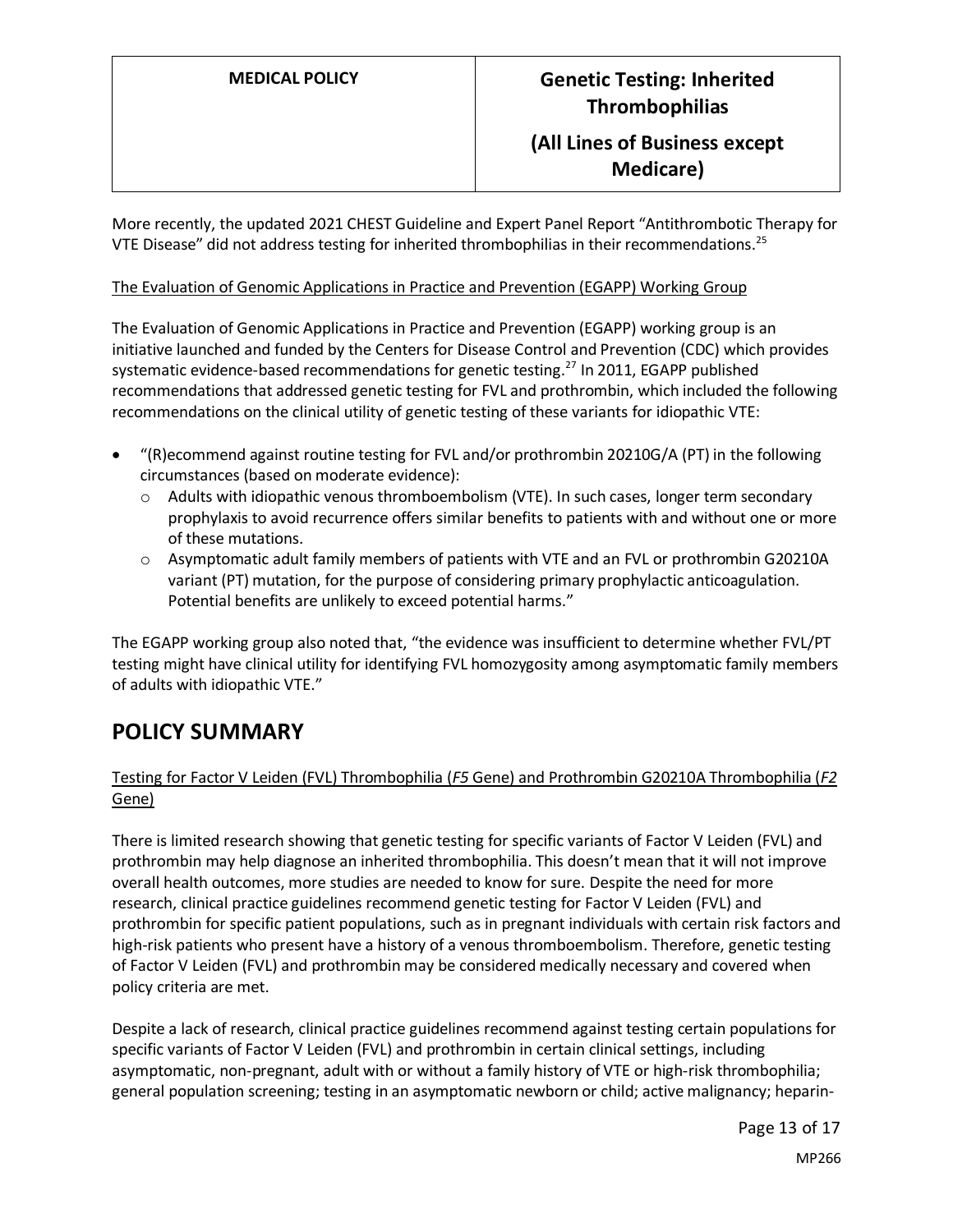More recently, the updated 2021 CHEST Guideline and Expert Panel Report "Antithrombotic Therapy for VTE Disease" did not address testing for inherited thrombophilias in their recommendations.[25]

The Evaluation of Genomic Applications in Practice and Prevention (EGAPP) Working Group

The Evaluation of Genomic Applications in Practice and Prevention (EGAPP) working group is an initiative launched and funded by the Centers for Disease Control and Prevention (CDC) which provides systematic evidence-based recommendations for genetic testing.[27] In 2011, EGAPP published recommendations that addressed genetic testing for FVL and prothrombin, which included the following recommendations on the clinical utility of genetic testing of these variants for idiopathic VTE:

- "(R)ecommend against routine testing for FVL and/or prothrombin 20210G/A (PT) in the following circumstances (based on moderate evidence):
  - Adults with idiopathic venous thromboembolism (VTE). In such cases, longer term secondary prophylaxis to avoid recurrence offers similar benefits to patients with and without one or more of these mutations.
  - Asymptomatic adult family members of patients with VTE and an FVL or prothrombin G20210A variant (PT) mutation, for the purpose of considering primary prophylactic anticoagulation. Potential benefits are unlikely to exceed potential harms."

The EGAPP working group also noted that, "the evidence was insufficient to determine whether FVL/PT testing might have clinical utility for identifying FVL homozygosity among asymptomatic family members of adults with idiopathic VTE."

## POLICY SUMMARY

Testing for Factor V Leiden (FVL) Thrombophilia (*F5* Gene) and Prothrombin G20210A Thrombophilia (*F2* Gene)

There is limited research showing that genetic testing for specific variants of Factor V Leiden (FVL) and prothrombin may help diagnose an inherited thrombophilia. This doesn't mean that it will not improve overall health outcomes, more studies are needed to know for sure. Despite the need for more research, clinical practice guidelines recommend genetic testing for Factor V Leiden (FVL) and prothrombin for specific patient populations, such as in pregnant individuals with certain risk factors and high-risk patients who present have a history of a venous thromboembolism. Therefore, genetic testing of Factor V Leiden (FVL) and prothrombin may be considered medically necessary and covered when policy criteria are met.

Despite a lack of research, clinical practice guidelines recommend against testing certain populations for specific variants of Factor V Leiden (FVL) and prothrombin in certain clinical settings, including asymptomatic, non-pregnant, adult with or without a family history of VTE or high-risk thrombophilia; general population screening; testing in an asymptomatic newborn or child; active malignancy; heparin-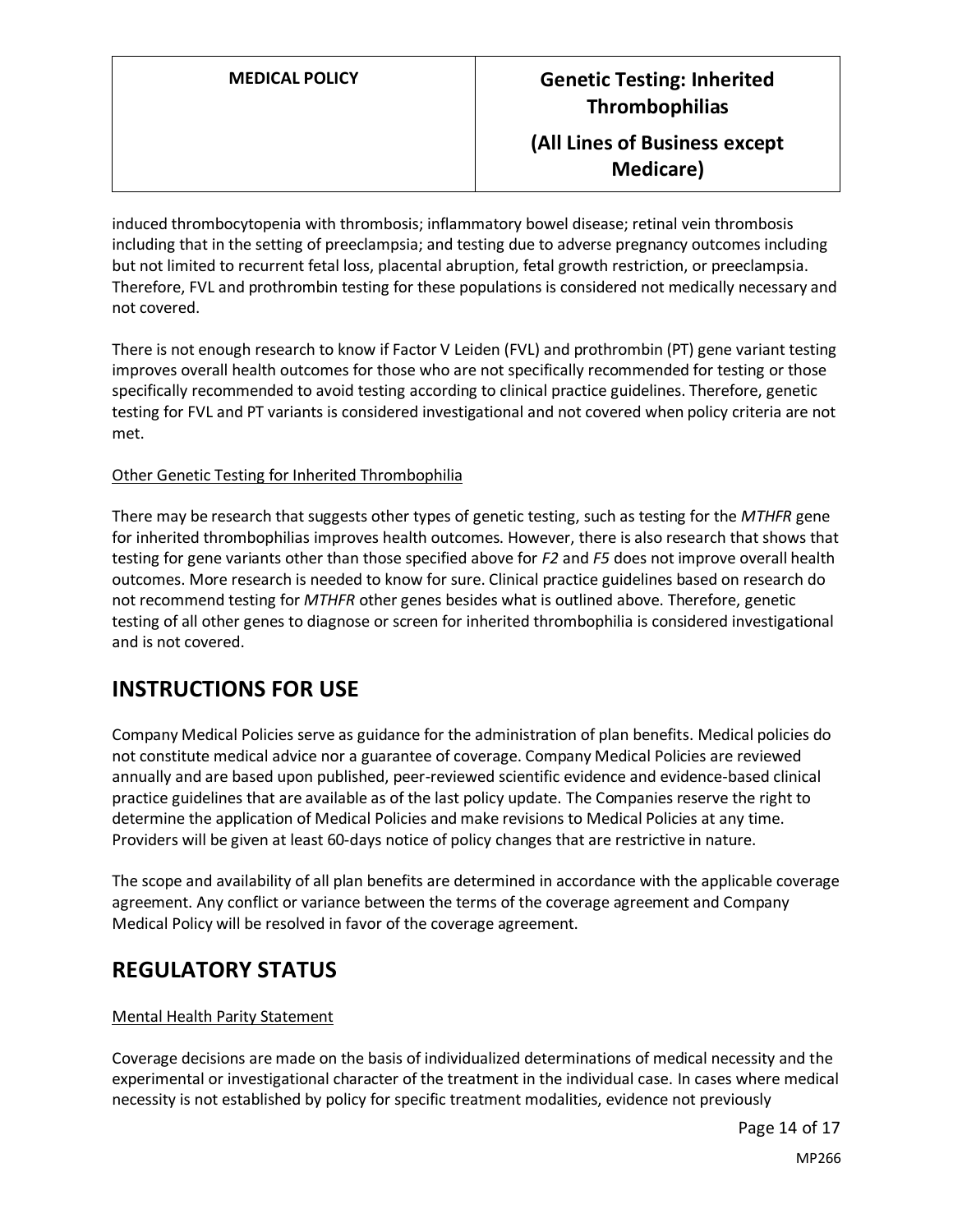induced thrombocytopenia with thrombosis; inflammatory bowel disease; retinal vein thrombosis including that in the setting of preeclampsia; and testing due to adverse pregnancy outcomes including but not limited to recurrent fetal loss, placental abruption, fetal growth restriction, or preeclampsia. Therefore, FVL and prothrombin testing for these populations is considered not medically necessary and not covered.

There is not enough research to know if Factor V Leiden (FVL) and prothrombin (PT) gene variant testing improves overall health outcomes for those who are not specifically recommended for testing or those specifically recommended to avoid testing according to clinical practice guidelines. Therefore, genetic testing for FVL and PT variants is considered investigational and not covered when policy criteria are not met.

Other Genetic Testing for Inherited Thrombophilia

There may be research that suggests other types of genetic testing, such as testing for the *MTHFR* gene for inherited thrombophilias improves health outcomes. However, there is also research that shows that testing for gene variants other than those specified above for *F2* and *F5* does not improve overall health outcomes. More research is needed to know for sure. Clinical practice guidelines based on research do not recommend testing for *MTHFR* other genes besides what is outlined above. Therefore, genetic testing of all other genes to diagnose or screen for inherited thrombophilia is considered investigational and is not covered.

# INSTRUCTIONS FOR USE

Company Medical Policies serve as guidance for the administration of plan benefits. Medical policies do not constitute medical advice nor a guarantee of coverage. Company Medical Policies are reviewed annually and are based upon published, peer-reviewed scientific evidence and evidence-based clinical practice guidelines that are available as of the last policy update. The Companies reserve the right to determine the application of Medical Policies and make revisions to Medical Policies at any time. Providers will be given at least 60-days notice of policy changes that are restrictive in nature.

The scope and availability of all plan benefits are determined in accordance with the applicable coverage agreement. Any conflict or variance between the terms of the coverage agreement and Company Medical Policy will be resolved in favor of the coverage agreement.

# REGULATORY STATUS

Mental Health Parity Statement

Coverage decisions are made on the basis of individualized determinations of medical necessity and the experimental or investigational character of the treatment in the individual case. In cases where medical necessity is not established by policy for specific treatment modalities, evidence not previously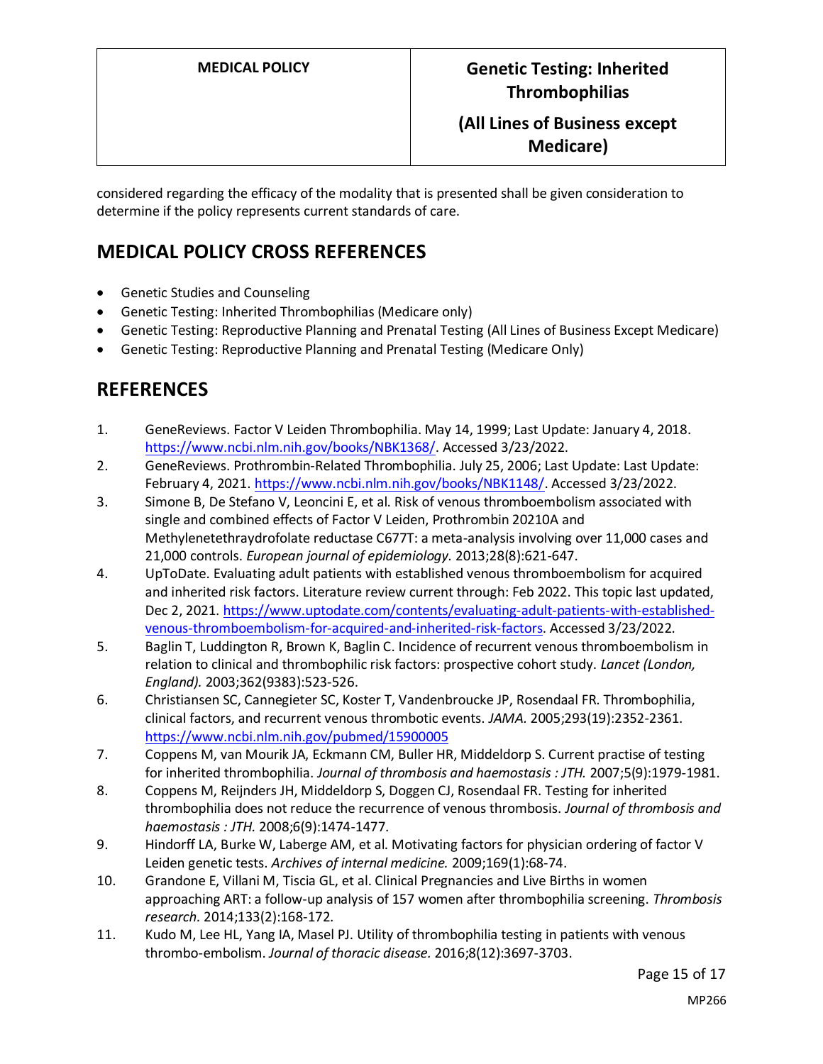considered regarding the efficacy of the modality that is presented shall be given consideration to determine if the policy represents current standards of care.

## MEDICAL POLICY CROSS REFERENCES

- Genetic Studies and Counseling
- Genetic Testing: Inherited Thrombophilias (Medicare only)
- Genetic Testing: Reproductive Planning and Prenatal Testing (All Lines of Business Except Medicare)
- Genetic Testing: Reproductive Planning and Prenatal Testing (Medicare Only)

## REFERENCES

1. GeneReviews. Factor V Leiden Thrombophilia. May 14, 1999; Last Update: January 4, 2018. https://www.ncbi.nlm.nih.gov/books/NBK1368/. Accessed 3/23/2022.
2. GeneReviews. Prothrombin-Related Thrombophilia. July 25, 2006; Last Update: Last Update: February 4, 2021. https://www.ncbi.nlm.nih.gov/books/NBK1148/. Accessed 3/23/2022.
3. Simone B, De Stefano V, Leoncini E, et al. Risk of venous thromboembolism associated with single and combined effects of Factor V Leiden, Prothrombin 20210A and Methylenetethraydrofolate reductase C677T: a meta-analysis involving over 11,000 cases and 21,000 controls. *European journal of epidemiology.* 2013;28(8):621-647.
4. UpToDate. Evaluating adult patients with established venous thromboembolism for acquired and inherited risk factors. Literature review current through: Feb 2022. This topic last updated, Dec 2, 2021. https://www.uptodate.com/contents/evaluating-adult-patients-with-established-venous-thromboembolism-for-acquired-and-inherited-risk-factors. Accessed 3/23/2022.
5. Baglin T, Luddington R, Brown K, Baglin C. Incidence of recurrent venous thromboembolism in relation to clinical and thrombophilic risk factors: prospective cohort study. *Lancet (London, England).* 2003;362(9383):523-526.
6. Christiansen SC, Cannegieter SC, Koster T, Vandenbroucke JP, Rosendaal FR. Thrombophilia, clinical factors, and recurrent venous thrombotic events. *JAMA.* 2005;293(19):2352-2361. https://www.ncbi.nlm.nih.gov/pubmed/15900005
7. Coppens M, van Mourik JA, Eckmann CM, Buller HR, Middeldorp S. Current practise of testing for inherited thrombophilia. *Journal of thrombosis and haemostasis : JTH.* 2007;5(9):1979-1981.
8. Coppens M, Reijnders JH, Middeldorp S, Doggen CJ, Rosendaal FR. Testing for inherited thrombophilia does not reduce the recurrence of venous thrombosis. *Journal of thrombosis and haemostasis : JTH.* 2008;6(9):1474-1477.
9. Hindorff LA, Burke W, Laberge AM, et al. Motivating factors for physician ordering of factor V Leiden genetic tests. *Archives of internal medicine.* 2009;169(1):68-74.
10. Grandone E, Villani M, Tiscia GL, et al. Clinical Pregnancies and Live Births in women approaching ART: a follow-up analysis of 157 women after thrombophilia screening. *Thrombosis research.* 2014;133(2):168-172.
11. Kudo M, Lee HL, Yang IA, Masel PJ. Utility of thrombophilia testing in patients with venous thrombo-embolism. *Journal of thoracic disease.* 2016;8(12):3697-3703.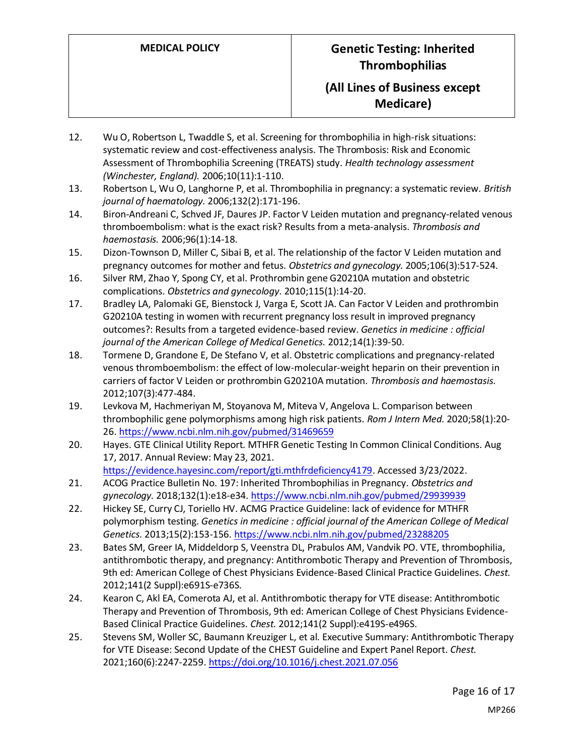12. Wu O, Robertson L, Twaddle S, et al. Screening for thrombophilia in high-risk situations: systematic review and cost-effectiveness analysis. The Thrombosis: Risk and Economic Assessment of Thrombophilia Screening (TREATS) study. *Health technology assessment (Winchester, England).* 2006;10(11):1-110.
13. Robertson L, Wu O, Langhorne P, et al. Thrombophilia in pregnancy: a systematic review. *British journal of haematology.* 2006;132(2):171-196.
14. Biron-Andreani C, Schved JF, Daures JP. Factor V Leiden mutation and pregnancy-related venous thromboembolism: what is the exact risk? Results from a meta-analysis. *Thrombosis and haemostasis.* 2006;96(1):14-18.
15. Dizon-Townson D, Miller C, Sibai B, et al. The relationship of the factor V Leiden mutation and pregnancy outcomes for mother and fetus. *Obstetrics and gynecology.* 2005;106(3):517-524.
16. Silver RM, Zhao Y, Spong CY, et al. Prothrombin gene G20210A mutation and obstetric complications. *Obstetrics and gynecology.* 2010;115(1):14-20.
17. Bradley LA, Palomaki GE, Bienstock J, Varga E, Scott JA. Can Factor V Leiden and prothrombin G20210A testing in women with recurrent pregnancy loss result in improved pregnancy outcomes?: Results from a targeted evidence-based review. *Genetics in medicine : official journal of the American College of Medical Genetics.* 2012;14(1):39-50.
18. Tormene D, Grandone E, De Stefano V, et al. Obstetric complications and pregnancy-related venous thromboembolism: the effect of low-molecular-weight heparin on their prevention in carriers of factor V Leiden or prothrombin G20210A mutation. *Thrombosis and haemostasis.* 2012;107(3):477-484.
19. Levkova M, Hachmeriyan M, Stoyanova M, Miteva V, Angelova L. Comparison between thrombophilic gene polymorphisms among high risk patients. *Rom J Intern Med.* 2020;58(1):20-26. https://www.ncbi.nlm.nih.gov/pubmed/31469659
20. Hayes. GTE Clinical Utility Report. MTHFR Genetic Testing In Common Clinical Conditions. Aug 17, 2017. Annual Review: May 23, 2021. https://evidence.hayesinc.com/report/gti.mthfrdeficiency4179. Accessed 3/23/2022.
21. ACOG Practice Bulletin No. 197: Inherited Thrombophilias in Pregnancy. *Obstetrics and gynecology.* 2018;132(1):e18-e34. https://www.ncbi.nlm.nih.gov/pubmed/29939939
22. Hickey SE, Curry CJ, Toriello HV. ACMG Practice Guideline: lack of evidence for MTHFR polymorphism testing. *Genetics in medicine : official journal of the American College of Medical Genetics.* 2013;15(2):153-156. https://www.ncbi.nlm.nih.gov/pubmed/23288205
23. Bates SM, Greer IA, Middeldorp S, Veenstra DL, Prabulos AM, Vandvik PO. VTE, thrombophilia, antithrombotic therapy, and pregnancy: Antithrombotic Therapy and Prevention of Thrombosis, 9th ed: American College of Chest Physicians Evidence-Based Clinical Practice Guidelines. *Chest.* 2012;141(2 Suppl):e691S-e736S.
24. Kearon C, Akl EA, Comerota AJ, et al. Antithrombotic therapy for VTE disease: Antithrombotic Therapy and Prevention of Thrombosis, 9th ed: American College of Chest Physicians Evidence-Based Clinical Practice Guidelines. *Chest.* 2012;141(2 Suppl):e419S-e496S.
25. Stevens SM, Woller SC, Baumann Kreuziger L, et al. Executive Summary: Antithrombotic Therapy for VTE Disease: Second Update of the CHEST Guideline and Expert Panel Report. *Chest.* 2021;160(6):2247-2259. https://doi.org/10.1016/j.chest.2021.07.056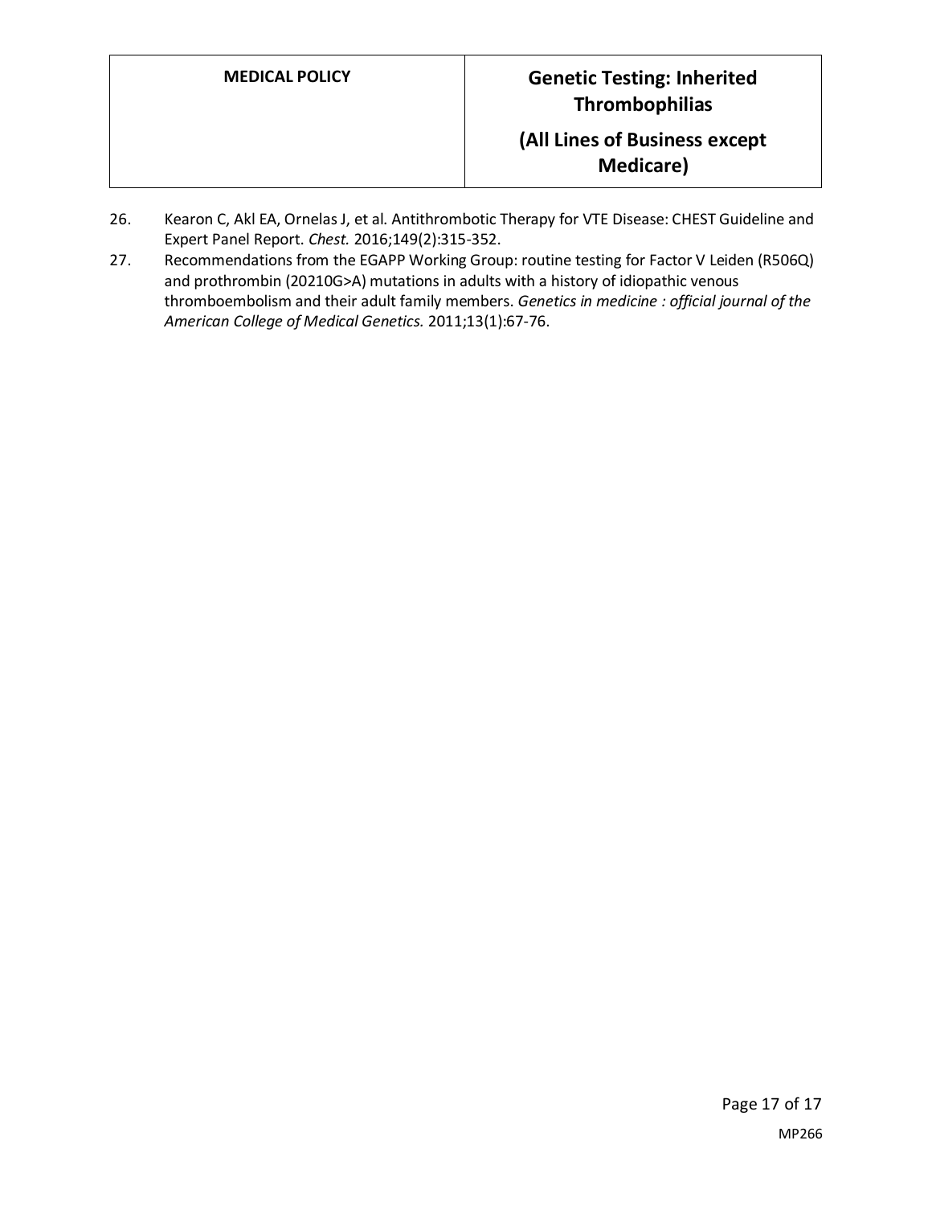26. Kearon C, Akl EA, Ornelas J, et al. Antithrombotic Therapy for VTE Disease: CHEST Guideline and Expert Panel Report. *Chest.* 2016;149(2):315-352.
27. Recommendations from the EGAPP Working Group: routine testing for Factor V Leiden (R506Q) and prothrombin (20210G>A) mutations in adults with a history of idiopathic venous thromboembolism and their adult family members. *Genetics in medicine : official journal of the American College of Medical Genetics.* 2011;13(1):67-76.